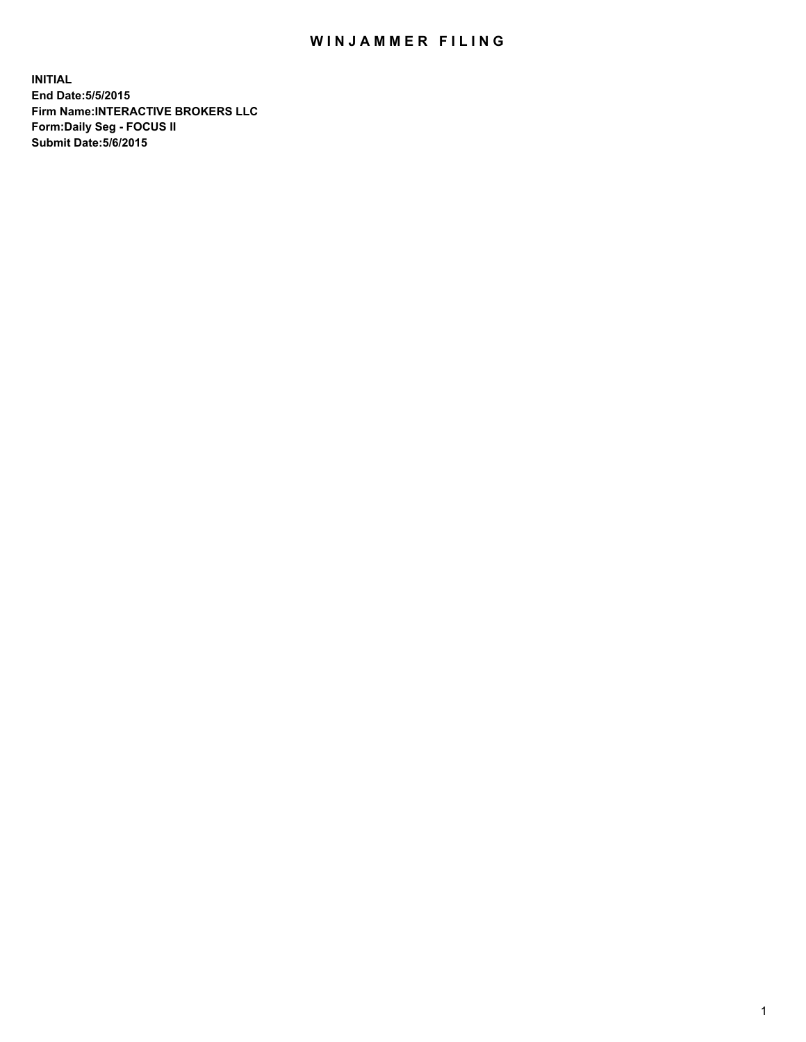# WINJAMMER FILING

**INITIAL**
**End Date:5/5/2015**
**Firm Name:INTERACTIVE BROKERS LLC**
**Form:Daily Seg - FOCUS II**
**Submit Date:5/6/2015**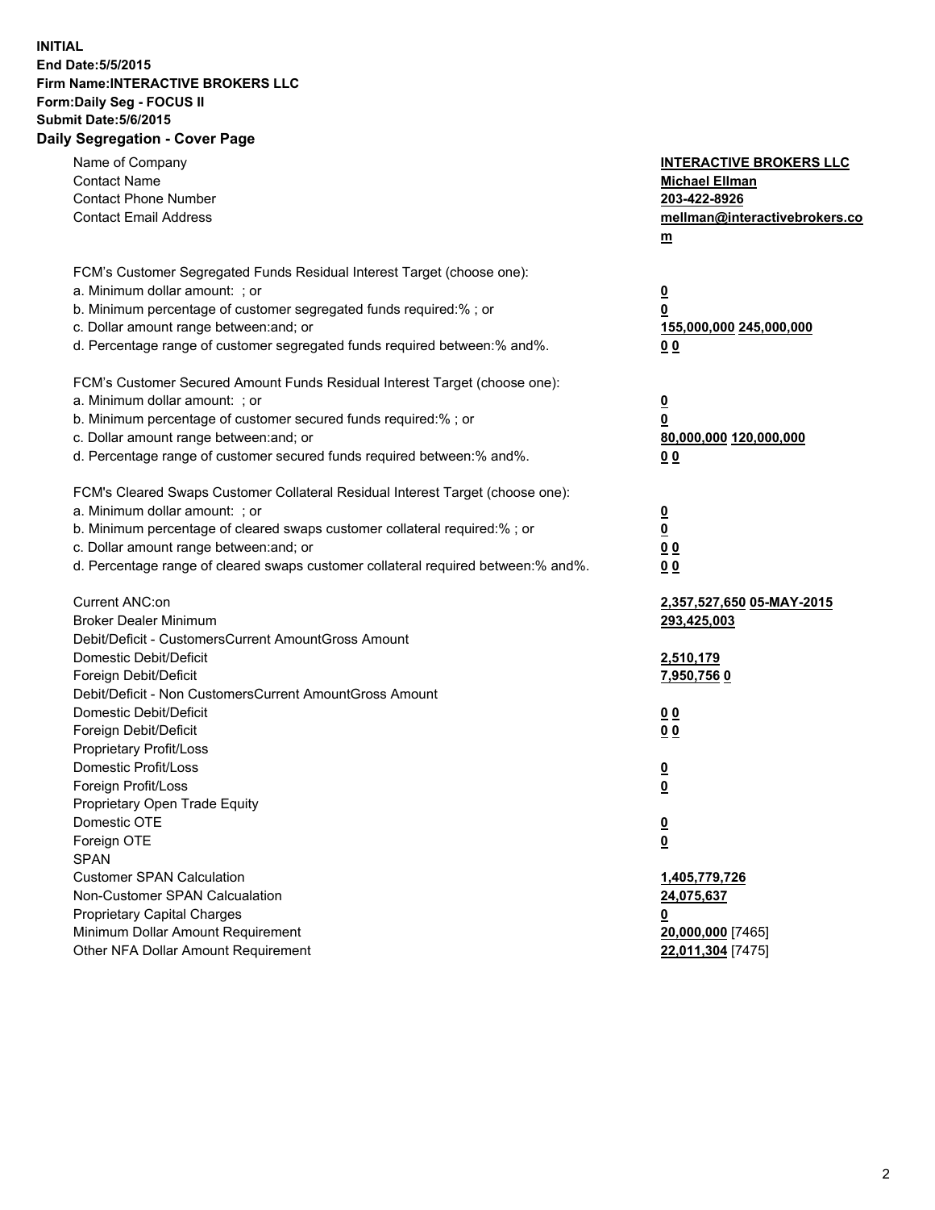**INITIAL**
**End Date:5/5/2015**
**Firm Name:INTERACTIVE BROKERS LLC**
**Form:Daily Seg - FOCUS II**
**Submit Date:5/6/2015**
**Daily Segregation - Cover Page**

| | |
|---|---|
| Name of Company | **INTERACTIVE BROKERS LLC** |
| Contact Name | **Michael Ellman** |
| Contact Phone Number | **203-422-8926** |
| Contact Email Address | **mellman@interactivebrokers.com** |
| | |
| FCM's Customer Segregated Funds Residual Interest Target (choose one): | |
| a. Minimum dollar amount: ; or | **0** |
| b. Minimum percentage of customer segregated funds required:% ; or | **0** |
| c. Dollar amount range between:and; or | **155,000,000 245,000,000** |
| d. Percentage range of customer segregated funds required between:% and%. | **0 0** |
| | |
| FCM's Customer Secured Amount Funds Residual Interest Target (choose one): | |
| a. Minimum dollar amount: ; or | **0** |
| b. Minimum percentage of customer secured funds required:% ; or | **0** |
| c. Dollar amount range between:and; or | **80,000,000 120,000,000** |
| d. Percentage range of customer secured funds required between:% and%. | **0 0** |
| | |
| FCM's Cleared Swaps Customer Collateral Residual Interest Target (choose one): | |
| a. Minimum dollar amount: ; or | **0** |
| b. Minimum percentage of cleared swaps customer collateral required:% ; or | **0** |
| c. Dollar amount range between:and; or | **0 0** |
| d. Percentage range of cleared swaps customer collateral required between:% and%. | **0 0** |
| | |
| Current ANC:on | **2,357,527,650 05-MAY-2015** |
| Broker Dealer Minimum | **293,425,003** |
| Debit/Deficit - CustomersCurrent AmountGross Amount | |
| Domestic Debit/Deficit | **2,510,179** |
| Foreign Debit/Deficit | **7,950,756 0** |
| Debit/Deficit - Non CustomersCurrent AmountGross Amount | |
| Domestic Debit/Deficit | **0 0** |
| Foreign Debit/Deficit | **0 0** |
| Proprietary Profit/Loss | |
| Domestic Profit/Loss | **0** |
| Foreign Profit/Loss | **0** |
| Proprietary Open Trade Equity | |
| Domestic OTE | **0** |
| Foreign OTE | **0** |
| SPAN | |
| Customer SPAN Calculation | **1,405,779,726** |
| Non-Customer SPAN Calcualation | **24,075,637** |
| Proprietary Capital Charges | **0** |
| Minimum Dollar Amount Requirement | **20,000,000** [7465] |
| Other NFA Dollar Amount Requirement | **22,011,304** [7475] |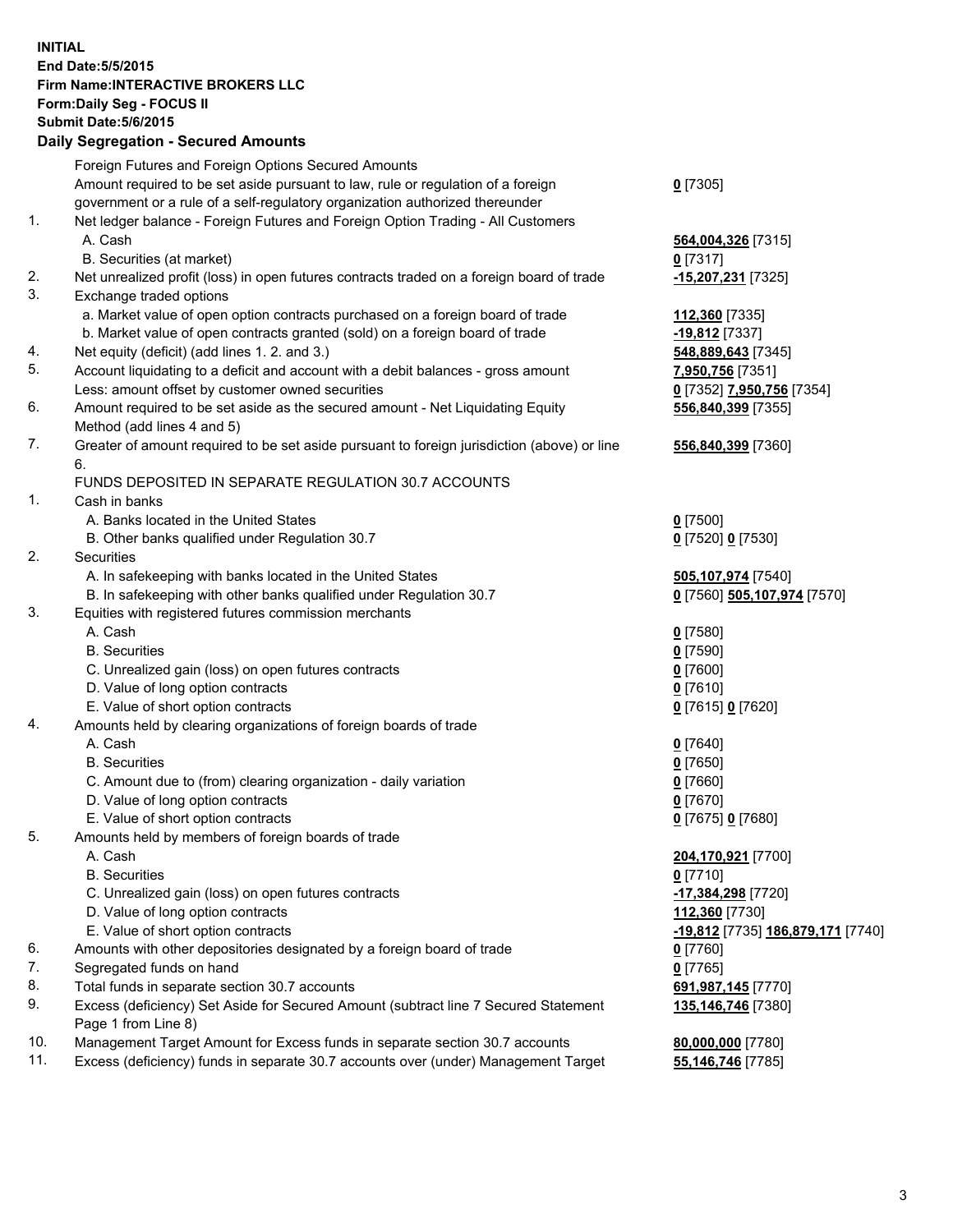**INITIAL**
**End Date:5/5/2015**
**Firm Name:INTERACTIVE BROKERS LLC**
**Form:Daily Seg - FOCUS II**
**Submit Date:5/6/2015**

## Daily Segregation - Secured Amounts

| | | |
|---|---|---|
| | Foreign Futures and Foreign Options Secured Amounts | |
| | Amount required to be set aside pursuant to law, rule or regulation of a foreign government or a rule of a self-regulatory organization authorized thereunder | **0** [7305] |
| 1. | Net ledger balance - Foreign Futures and Foreign Option Trading - All Customers | |
| | A. Cash | **564,004,326** [7315] |
| | B. Securities (at market) | **0** [7317] |
| 2. | Net unrealized profit (loss) in open futures contracts traded on a foreign board of trade | **-15,207,231** [7325] |
| 3. | Exchange traded options | |
| | a. Market value of open option contracts purchased on a foreign board of trade | **112,360** [7335] |
| | b. Market value of open contracts granted (sold) on a foreign board of trade | **-19,812** [7337] |
| 4. | Net equity (deficit) (add lines 1. 2. and 3.) | **548,889,643** [7345] |
| 5. | Account liquidating to a deficit and account with a debit balances - gross amount | **7,950,756** [7351] |
| | Less: amount offset by customer owned securities | **0** [7352] **7,950,756** [7354] |
| 6. | Amount required to be set aside as the secured amount - Net Liquidating Equity Method (add lines 4 and 5) | **556,840,399** [7355] |
| 7. | Greater of amount required to be set aside pursuant to foreign jurisdiction (above) or line 6. | **556,840,399** [7360] |
| | FUNDS DEPOSITED IN SEPARATE REGULATION 30.7 ACCOUNTS | |
| 1. | Cash in banks | |
| | A. Banks located in the United States | **0** [7500] |
| | B. Other banks qualified under Regulation 30.7 | **0** [7520] **0** [7530] |
| 2. | Securities | |
| | A. In safekeeping with banks located in the United States | **505,107,974** [7540] |
| | B. In safekeeping with other banks qualified under Regulation 30.7 | **0** [7560] **505,107,974** [7570] |
| 3. | Equities with registered futures commission merchants | |
| | A. Cash | **0** [7580] |
| | B. Securities | **0** [7590] |
| | C. Unrealized gain (loss) on open futures contracts | **0** [7600] |
| | D. Value of long option contracts | **0** [7610] |
| | E. Value of short option contracts | **0** [7615] **0** [7620] |
| 4. | Amounts held by clearing organizations of foreign boards of trade | |
| | A. Cash | **0** [7640] |
| | B. Securities | **0** [7650] |
| | C. Amount due to (from) clearing organization - daily variation | **0** [7660] |
| | D. Value of long option contracts | **0** [7670] |
| | E. Value of short option contracts | **0** [7675] **0** [7680] |
| 5. | Amounts held by members of foreign boards of trade | |
| | A. Cash | **204,170,921** [7700] |
| | B. Securities | **0** [7710] |
| | C. Unrealized gain (loss) on open futures contracts | **-17,384,298** [7720] |
| | D. Value of long option contracts | **112,360** [7730] |
| | E. Value of short option contracts | **-19,812** [7735] **186,879,171** [7740] |
| 6. | Amounts with other depositories designated by a foreign board of trade | **0** [7760] |
| 7. | Segregated funds on hand | **0** [7765] |
| 8. | Total funds in separate section 30.7 accounts | **691,987,145** [7770] |
| 9. | Excess (deficiency) Set Aside for Secured Amount (subtract line 7 Secured Statement Page 1 from Line 8) | **135,146,746** [7380] |
| 10. | Management Target Amount for Excess funds in separate section 30.7 accounts | **80,000,000** [7780] |
| 11. | Excess (deficiency) funds in separate 30.7 accounts over (under) Management Target | **55,146,746** [7785] |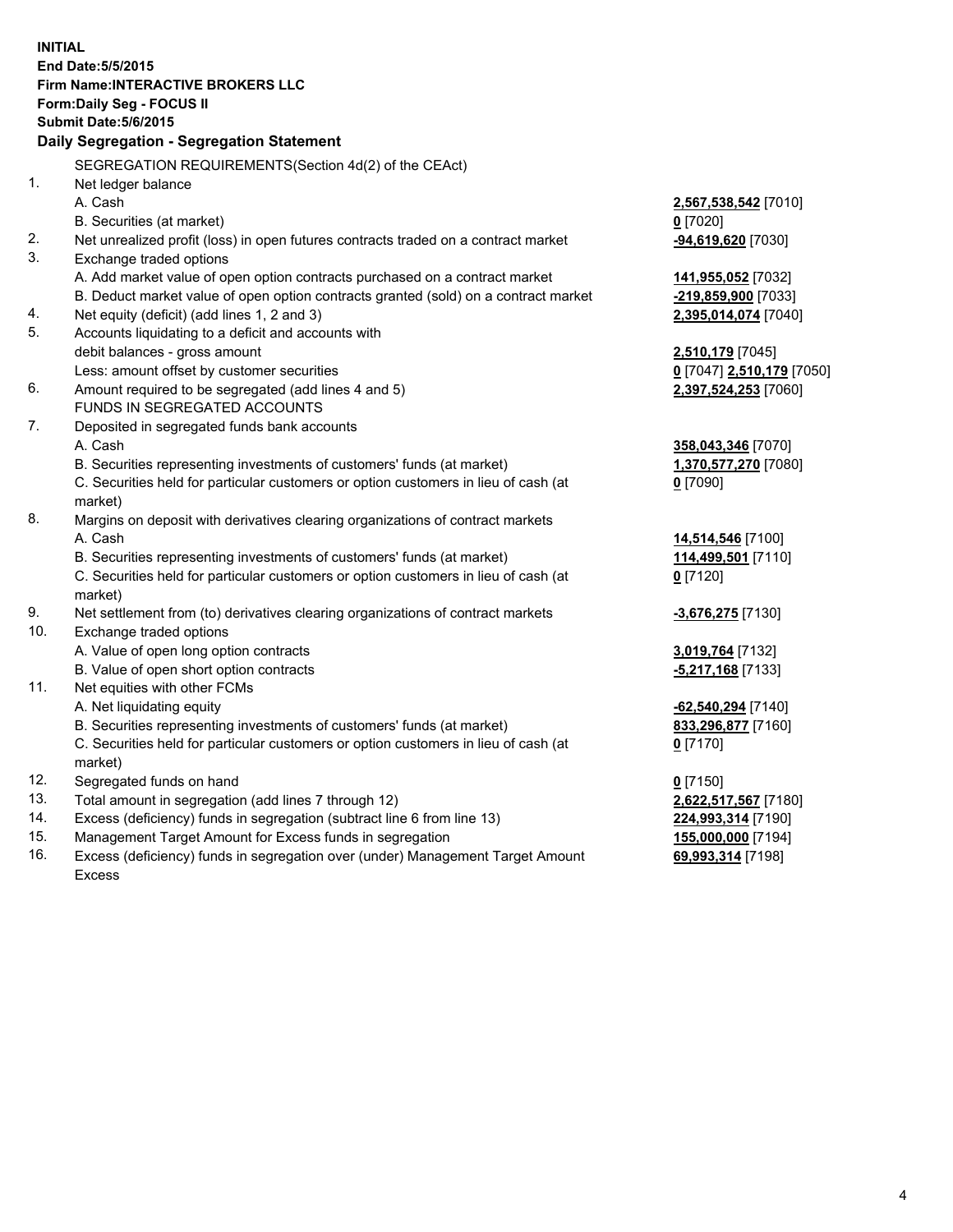**INITIAL**
**End Date:5/5/2015**
**Firm Name:INTERACTIVE BROKERS LLC**
**Form:Daily Seg - FOCUS II**
**Submit Date:5/6/2015**

## Daily Segregation - Segregation Statement

| | SEGREGATION REQUIREMENTS(Section 4d(2) of the CEAct) | |
|---|---|---|
| 1. | Net ledger balance | |
| | A. Cash | **2,567,538,542** [7010] |
| | B. Securities (at market) | **0** [7020] |
| 2. | Net unrealized profit (loss) in open futures contracts traded on a contract market | **-94,619,620** [7030] |
| 3. | Exchange traded options | |
| | A. Add market value of open option contracts purchased on a contract market | **141,955,052** [7032] |
| | B. Deduct market value of open option contracts granted (sold) on a contract market | **-219,859,900** [7033] |
| 4. | Net equity (deficit) (add lines 1, 2 and 3) | **2,395,014,074** [7040] |
| 5. | Accounts liquidating to a deficit and accounts with debit balances - gross amount | **2,510,179** [7045] |
| | Less: amount offset by customer securities | **0** [7047] **2,510,179** [7050] |
| 6. | Amount required to be segregated (add lines 4 and 5) | **2,397,524,253** [7060] |
| | FUNDS IN SEGREGATED ACCOUNTS | |
| 7. | Deposited in segregated funds bank accounts | |
| | A. Cash | **358,043,346** [7070] |
| | B. Securities representing investments of customers' funds (at market) | **1,370,577,270** [7080] |
| | C. Securities held for particular customers or option customers in lieu of cash (at market) | **0** [7090] |
| 8. | Margins on deposit with derivatives clearing organizations of contract markets | |
| | A. Cash | **14,514,546** [7100] |
| | B. Securities representing investments of customers' funds (at market) | **114,499,501** [7110] |
| | C. Securities held for particular customers or option customers in lieu of cash (at market) | **0** [7120] |
| 9. | Net settlement from (to) derivatives clearing organizations of contract markets | **-3,676,275** [7130] |
| 10. | Exchange traded options | |
| | A. Value of open long option contracts | **3,019,764** [7132] |
| | B. Value of open short option contracts | **-5,217,168** [7133] |
| 11. | Net equities with other FCMs | |
| | A. Net liquidating equity | **-62,540,294** [7140] |
| | B. Securities representing investments of customers' funds (at market) | **833,296,877** [7160] |
| | C. Securities held for particular customers or option customers in lieu of cash (at market) | **0** [7170] |
| 12. | Segregated funds on hand | **0** [7150] |
| 13. | Total amount in segregation (add lines 7 through 12) | **2,622,517,567** [7180] |
| 14. | Excess (deficiency) funds in segregation (subtract line 6 from line 13) | **224,993,314** [7190] |
| 15. | Management Target Amount for Excess funds in segregation | **155,000,000** [7194] |
| 16. | Excess (deficiency) funds in segregation over (under) Management Target Amount Excess | **69,993,314** [7198] |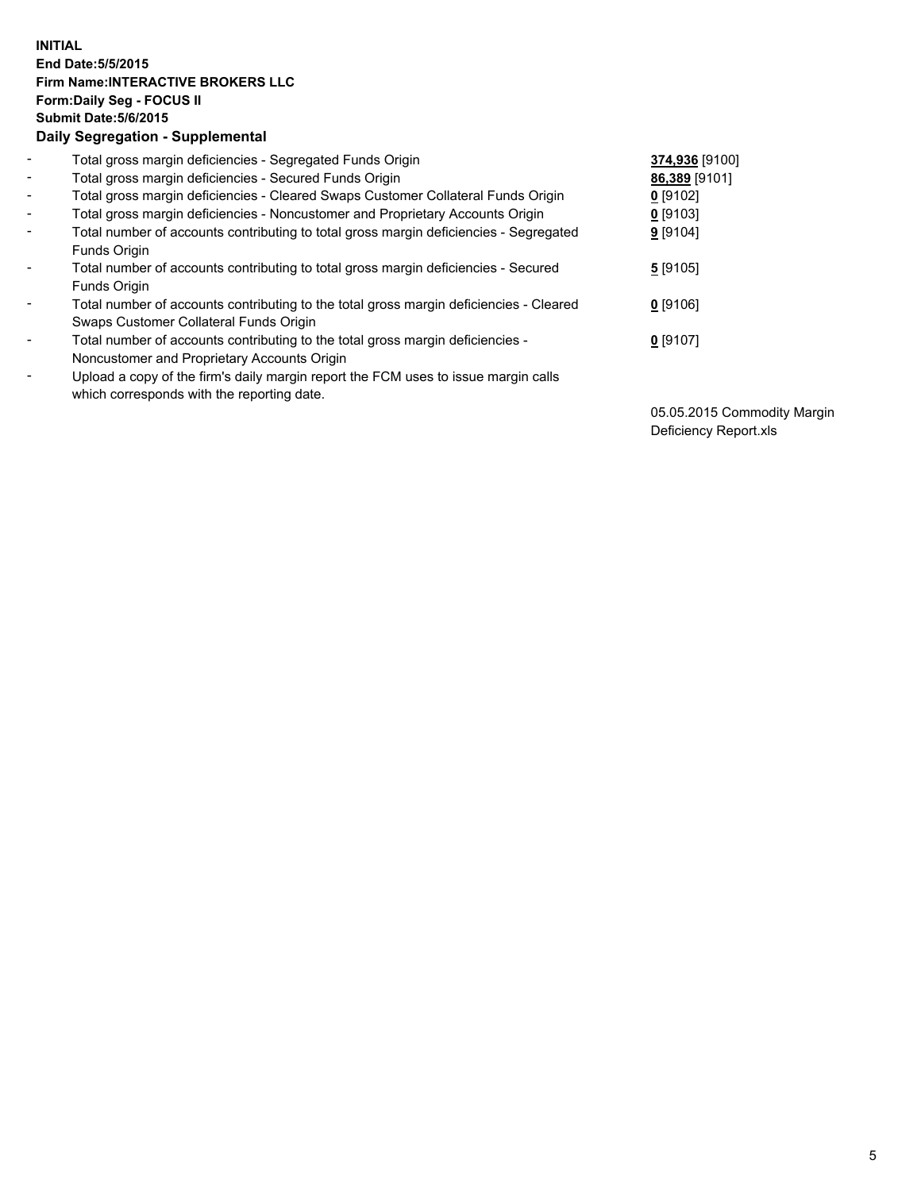**INITIAL**
**End Date:5/5/2015**
**Firm Name:INTERACTIVE BROKERS LLC**
**Form:Daily Seg - FOCUS II**
**Submit Date:5/6/2015**
**Daily Segregation - Supplemental**

| | | |
|---|---|---|
| - | Total gross margin deficiencies - Segregated Funds Origin | **374,936** [9100] |
| - | Total gross margin deficiencies - Secured Funds Origin | **86,389** [9101] |
| - | Total gross margin deficiencies - Cleared Swaps Customer Collateral Funds Origin | **0** [9102] |
| - | Total gross margin deficiencies - Noncustomer and Proprietary Accounts Origin | **0** [9103] |
| - | Total number of accounts contributing to total gross margin deficiencies - Segregated Funds Origin | **9** [9104] |
| - | Total number of accounts contributing to total gross margin deficiencies - Secured Funds Origin | **5** [9105] |
| - | Total number of accounts contributing to the total gross margin deficiencies - Cleared Swaps Customer Collateral Funds Origin | **0** [9106] |
| - | Total number of accounts contributing to the total gross margin deficiencies - Noncustomer and Proprietary Accounts Origin | **0** [9107] |
| - | Upload a copy of the firm's daily margin report the FCM uses to issue margin calls which corresponds with the reporting date. | 05.05.2015 Commodity Margin Deficiency Report.xls |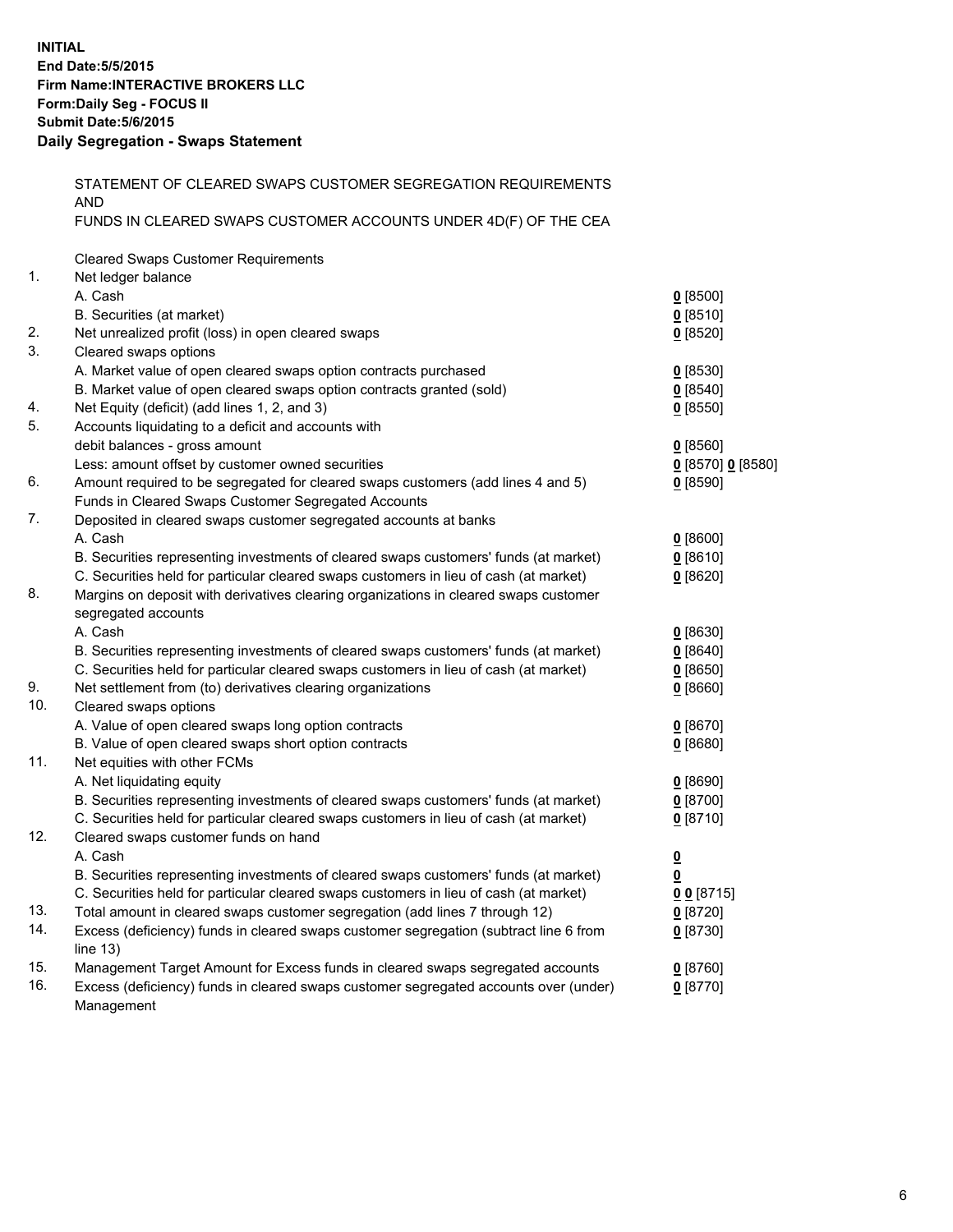**INITIAL**
**End Date:5/5/2015**
**Firm Name:INTERACTIVE BROKERS LLC**
**Form:Daily Seg - FOCUS II**
**Submit Date:5/6/2015**
**Daily Segregation - Swaps Statement**

STATEMENT OF CLEARED SWAPS CUSTOMER SEGREGATION REQUIREMENTS AND FUNDS IN CLEARED SWAPS CUSTOMER ACCOUNTS UNDER 4D(F) OF THE CEA

| | | |
|---|---|---|
| | Cleared Swaps Customer Requirements | |
| 1. | Net ledger balance | |
| | A. Cash | 0 [8500] |
| | B. Securities (at market) | 0 [8510] |
| 2. | Net unrealized profit (loss) in open cleared swaps | 0 [8520] |
| 3. | Cleared swaps options | |
| | A. Market value of open cleared swaps option contracts purchased | 0 [8530] |
| | B. Market value of open cleared swaps option contracts granted (sold) | 0 [8540] |
| 4. | Net Equity (deficit) (add lines 1, 2, and 3) | 0 [8550] |
| 5. | Accounts liquidating to a deficit and accounts with debit balances - gross amount | 0 [8560] |
| | Less: amount offset by customer owned securities | 0 [8570] 0 [8580] |
| 6. | Amount required to be segregated for cleared swaps customers (add lines 4 and 5) | 0 [8590] |
| | Funds in Cleared Swaps Customer Segregated Accounts | |
| 7. | Deposited in cleared swaps customer segregated accounts at banks | |
| | A. Cash | 0 [8600] |
| | B. Securities representing investments of cleared swaps customers' funds (at market) | 0 [8610] |
| | C. Securities held for particular cleared swaps customers in lieu of cash (at market) | 0 [8620] |
| 8. | Margins on deposit with derivatives clearing organizations in cleared swaps customer segregated accounts | |
| | A. Cash | 0 [8630] |
| | B. Securities representing investments of cleared swaps customers' funds (at market) | 0 [8640] |
| | C. Securities held for particular cleared swaps customers in lieu of cash (at market) | 0 [8650] |
| 9. | Net settlement from (to) derivatives clearing organizations | 0 [8660] |
| 10. | Cleared swaps options | |
| | A. Value of open cleared swaps long option contracts | 0 [8670] |
| | B. Value of open cleared swaps short option contracts | 0 [8680] |
| 11. | Net equities with other FCMs | |
| | A. Net liquidating equity | 0 [8690] |
| | B. Securities representing investments of cleared swaps customers' funds (at market) | 0 [8700] |
| | C. Securities held for particular cleared swaps customers in lieu of cash (at market) | 0 [8710] |
| 12. | Cleared swaps customer funds on hand | |
| | A. Cash | 0 |
| | B. Securities representing investments of cleared swaps customers' funds (at market) | 0 |
| | C. Securities held for particular cleared swaps customers in lieu of cash (at market) | 0 0 [8715] |
| 13. | Total amount in cleared swaps customer segregation (add lines 7 through 12) | 0 [8720] |
| 14. | Excess (deficiency) funds in cleared swaps customer segregation (subtract line 6 from line 13) | 0 [8730] |
| 15. | Management Target Amount for Excess funds in cleared swaps segregated accounts | 0 [8760] |
| 16. | Excess (deficiency) funds in cleared swaps customer segregated accounts over (under) Management | 0 [8770] |